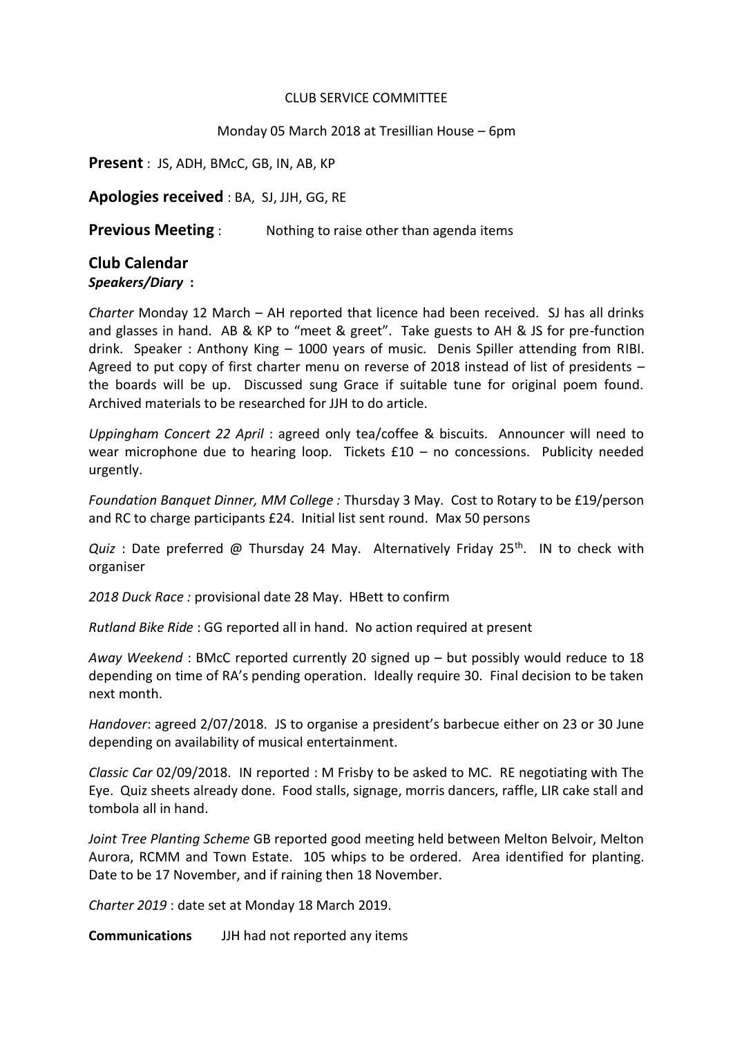CLUB SERVICE COMMITTEE

Monday 05 March 2018 at Tresillian House – 6pm

**Present** : JS, ADH, BMcC, GB, IN, AB, KP

**Apologies received** : BA, SJ, JJH, GG, RE

**Previous Meeting** : Nothing to raise other than agenda items

## Club Calendar

***Speakers/Diary*** **:**

*Charter* Monday 12 March – AH reported that licence had been received. SJ has all drinks and glasses in hand. AB & KP to "meet & greet". Take guests to AH & JS for pre-function drink. Speaker : Anthony King – 1000 years of music. Denis Spiller attending from RIBI. Agreed to put copy of first charter menu on reverse of 2018 instead of list of presidents – the boards will be up. Discussed sung Grace if suitable tune for original poem found. Archived materials to be researched for JJH to do article.

*Uppingham Concert 22 April* : agreed only tea/coffee & biscuits. Announcer will need to wear microphone due to hearing loop. Tickets £10 – no concessions. Publicity needed urgently.

*Foundation Banquet Dinner, MM College :* Thursday 3 May. Cost to Rotary to be £19/person and RC to charge participants £24. Initial list sent round. Max 50 persons

*Quiz* : Date preferred @ Thursday 24 May. Alternatively Friday 25th. IN to check with organiser

*2018 Duck Race :* provisional date 28 May. HBett to confirm

*Rutland Bike Ride* : GG reported all in hand. No action required at present

*Away Weekend* : BMcC reported currently 20 signed up – but possibly would reduce to 18 depending on time of RA's pending operation. Ideally require 30. Final decision to be taken next month.

*Handover*: agreed 2/07/2018. JS to organise a president's barbecue either on 23 or 30 June depending on availability of musical entertainment.

*Classic Car* 02/09/2018. IN reported : M Frisby to be asked to MC. RE negotiating with The Eye. Quiz sheets already done. Food stalls, signage, morris dancers, raffle, LIR cake stall and tombola all in hand.

*Joint Tree Planting Scheme* GB reported good meeting held between Melton Belvoir, Melton Aurora, RCMM and Town Estate. 105 whips to be ordered. Area identified for planting. Date to be 17 November, and if raining then 18 November.

*Charter 2019* : date set at Monday 18 March 2019.

**Communications** JJH had not reported any items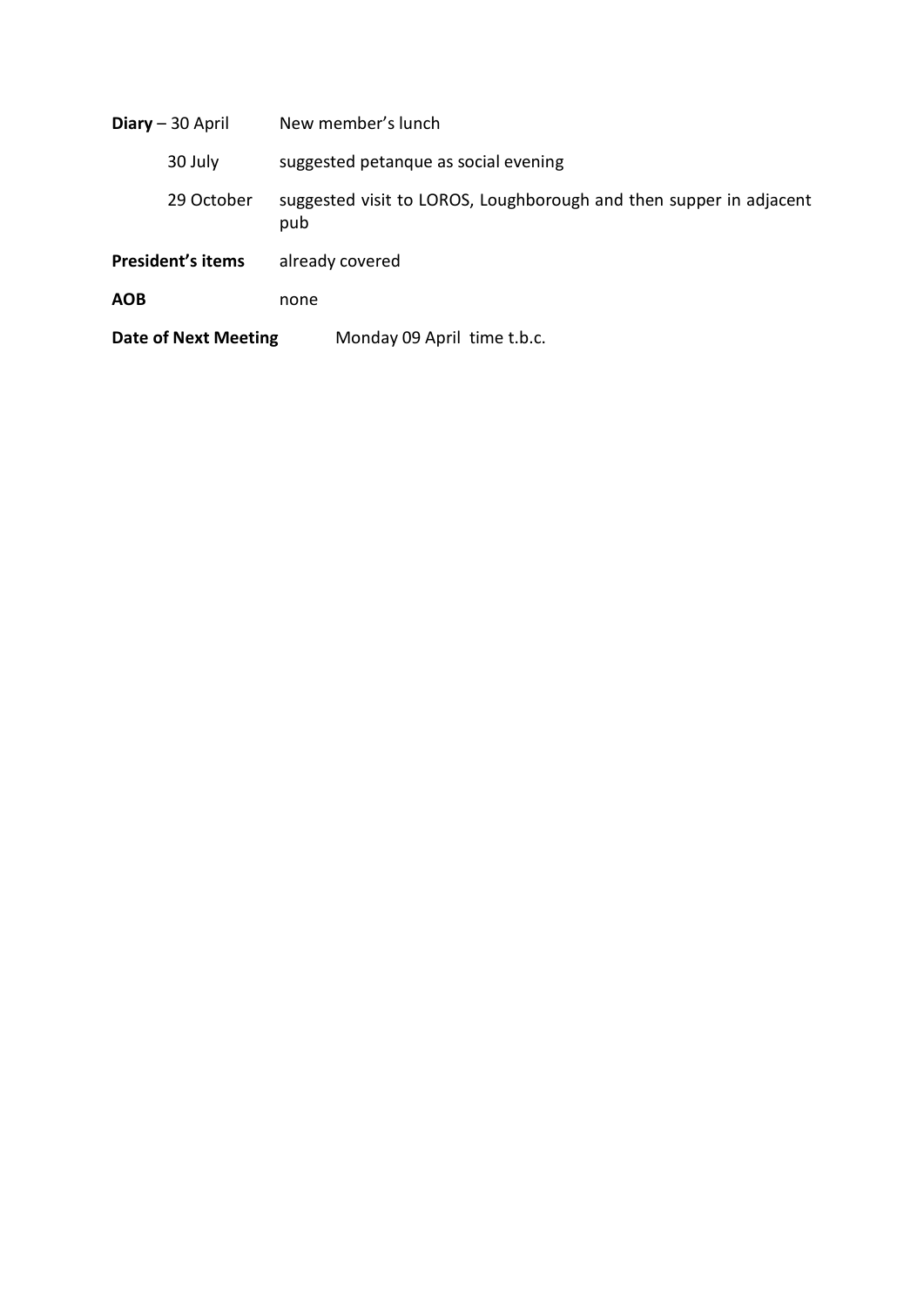**Diary** – 30 April New member's lunch

30 July suggested petanque as social evening

29 October suggested visit to LOROS, Loughborough and then supper in adjacent pub

**President's items** already covered

**AOB** none

**Date of Next Meeting** Monday 09 April time t.b.c.